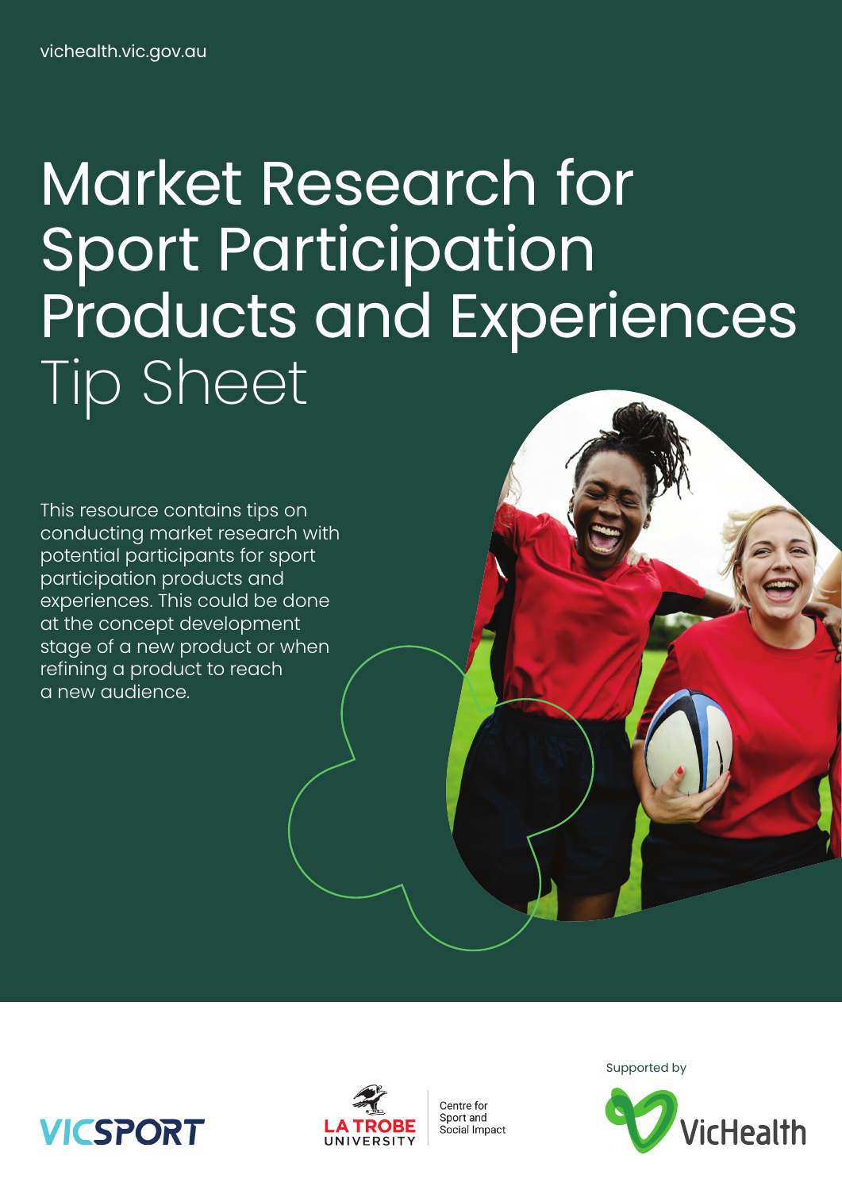vichealth.vic.gov.au

# Market Research for Sport Participation Products and Experiences Tip Sheet

This resource contains tips on conducting market research with potential participants for sport participation products and experiences. This could be done at the concept development stage of a new product or when refining a product to reach a new audience.

VICSPORT

LA TROBE UNIVERSITY — Centre for Sport and Social Impact

Supported by VicHealth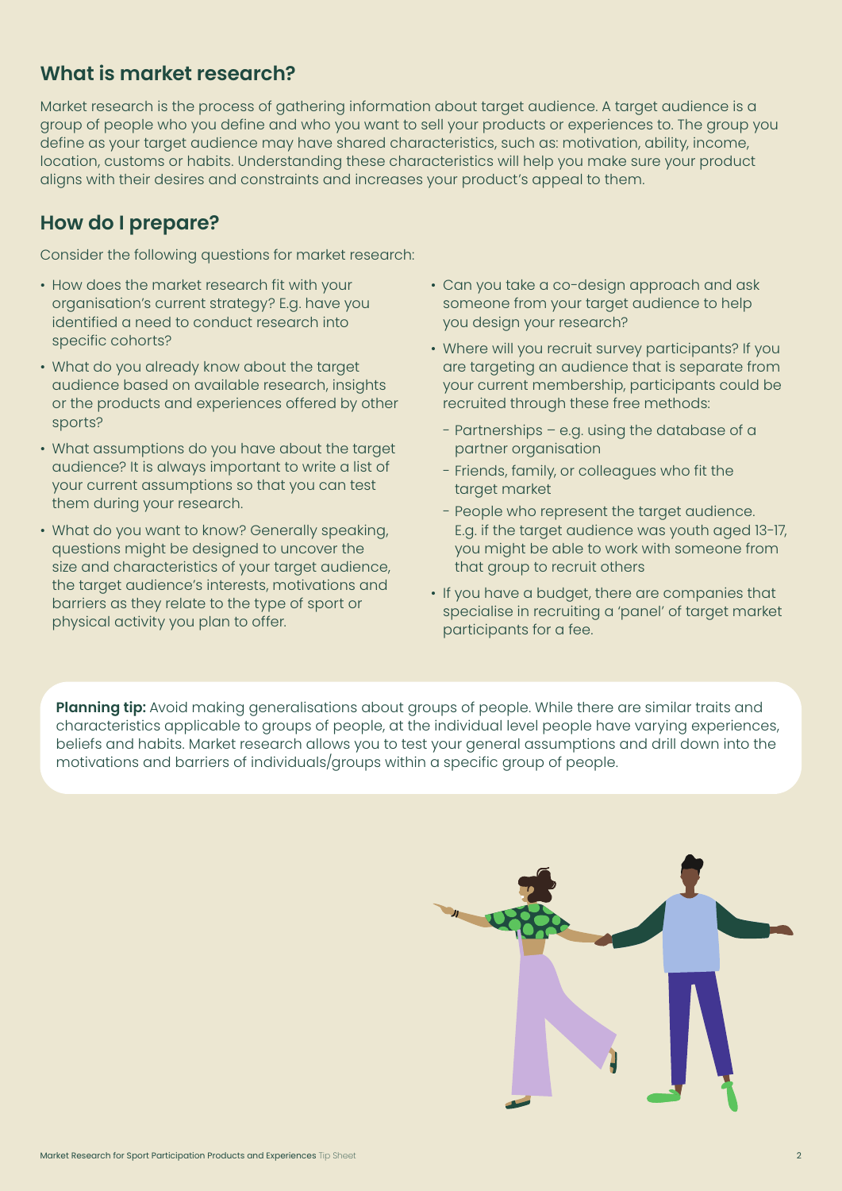## What is market research?

Market research is the process of gathering information about target audience. A target audience is a group of people who you define and who you want to sell your products or experiences to. The group you define as your target audience may have shared characteristics, such as: motivation, ability, income, location, customs or habits. Understanding these characteristics will help you make sure your product aligns with their desires and constraints and increases your product's appeal to them.

## How do I prepare?

Consider the following questions for market research:

- How does the market research fit with your organisation's current strategy? E.g. have you identified a need to conduct research into specific cohorts?
- What do you already know about the target audience based on available research, insights or the products and experiences offered by other sports?
- What assumptions do you have about the target audience? It is always important to write a list of your current assumptions so that you can test them during your research.
- What do you want to know? Generally speaking, questions might be designed to uncover the size and characteristics of your target audience, the target audience's interests, motivations and barriers as they relate to the type of sport or physical activity you plan to offer.
- Can you take a co-design approach and ask someone from your target audience to help you design your research?
- Where will you recruit survey participants? If you are targeting an audience that is separate from your current membership, participants could be recruited through these free methods:
  - Partnerships – e.g. using the database of a partner organisation
  - Friends, family, or colleagues who fit the target market
  - People who represent the target audience. E.g. if the target audience was youth aged 13-17, you might be able to work with someone from that group to recruit others
- If you have a budget, there are companies that specialise in recruiting a 'panel' of target market participants for a fee.

**Planning tip:** Avoid making generalisations about groups of people. While there are similar traits and characteristics applicable to groups of people, at the individual level people have varying experiences, beliefs and habits. Market research allows you to test your general assumptions and drill down into the motivations and barriers of individuals/groups within a specific group of people.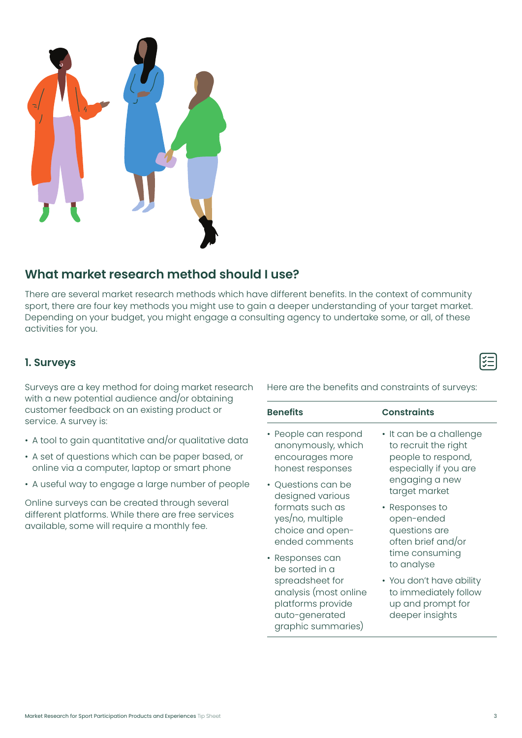## What market research method should I use?

There are several market research methods which have different benefits. In the context of community sport, there are four key methods you might use to gain a deeper understanding of your target market. Depending on your budget, you might engage a consulting agency to undertake some, or all, of these activities for you.

### 1. Surveys

Surveys are a key method for doing market research with a new potential audience and/or obtaining customer feedback on an existing product or service. A survey is:

- A tool to gain quantitative and/or qualitative data
- A set of questions which can be paper based, or online via a computer, laptop or smart phone
- A useful way to engage a large number of people

Online surveys can be created through several different platforms. While there are free services available, some will require a monthly fee.

Here are the benefits and constraints of surveys:

| Benefits | Constraints |
| --- | --- |
| • People can respond anonymously, which encourages more honest responses<br>• Questions can be designed various formats such as yes/no, multiple choice and open-ended comments<br>• Responses can be sorted in a spreadsheet for analysis (most online platforms provide auto-generated graphic summaries) | • It can be a challenge to recruit the right people to respond, especially if you are engaging a new target market<br>• Responses to open-ended questions are often brief and/or time consuming to analyse<br>• You don't have ability to immediately follow up and prompt for deeper insights |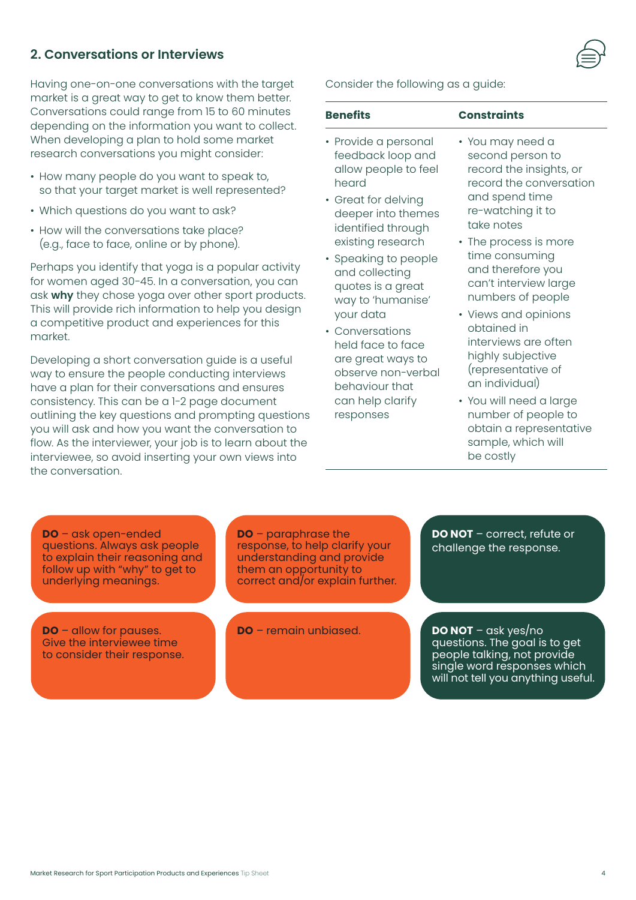## 2. Conversations or Interviews

Having one-on-one conversations with the target market is a great way to get to know them better. Conversations could range from 15 to 60 minutes depending on the information you want to collect. When developing a plan to hold some market research conversations you might consider:

- How many people do you want to speak to, so that your target market is well represented?
- Which questions do you want to ask?
- How will the conversations take place? (e.g., face to face, online or by phone).

Perhaps you identify that yoga is a popular activity for women aged 30-45. In a conversation, you can ask **why** they chose yoga over other sport products. This will provide rich information to help you design a competitive product and experiences for this market.

Developing a short conversation guide is a useful way to ensure the people conducting interviews have a plan for their conversations and ensures consistency. This can be a 1-2 page document outlining the key questions and prompting questions you will ask and how you want the conversation to flow. As the interviewer, your job is to learn about the interviewee, so avoid inserting your own views into the conversation.

Consider the following as a guide:

| Benefits | Constraints |
|---|---|
| • Provide a personal feedback loop and allow people to feel heard<br>• Great for delving deeper into themes identified through existing research<br>• Speaking to people and collecting quotes is a great way to 'humanise' your data<br>• Conversations held face to face are great ways to observe non-verbal behaviour that can help clarify responses | • You may need a second person to record the insights, or record the conversation and spend time re-watching it to take notes<br>• The process is more time consuming and therefore you can't interview large numbers of people<br>• Views and opinions obtained in interviews are often highly subjective (representative of an individual)<br>• You will need a large number of people to obtain a representative sample, which will be costly |

**DO** – ask open-ended questions. Always ask people to explain their reasoning and follow up with "why" to get to underlying meanings.

**DO** – paraphrase the response, to help clarify your understanding and provide them an opportunity to correct and/or explain further.

**DO NOT** – correct, refute or challenge the response.

**DO** – allow for pauses. Give the interviewee time to consider their response.

**DO** – remain unbiased.

**DO NOT** – ask yes/no questions. The goal is to get people talking, not provide single word responses which will not tell you anything useful.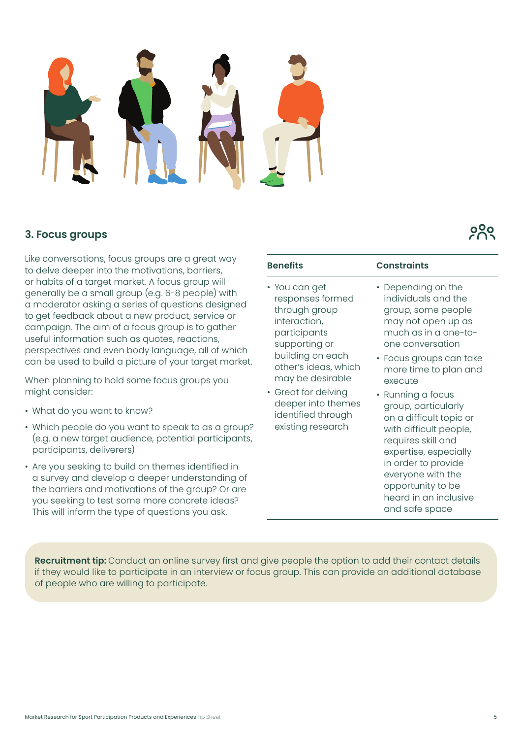## 3. Focus groups

Like conversations, focus groups are a great way to delve deeper into the motivations, barriers, or habits of a target market. A focus group will generally be a small group (e.g. 6-8 people) with a moderator asking a series of questions designed to get feedback about a new product, service or campaign. The aim of a focus group is to gather useful information such as quotes, reactions, perspectives and even body language, all of which can be used to build a picture of your target market.

When planning to hold some focus groups you might consider:

- What do you want to know?
- Which people do you want to speak to as a group? (e.g. a new target audience, potential participants, participants, deliverers)
- Are you seeking to build on themes identified in a survey and develop a deeper understanding of the barriers and motivations of the group? Or are you seeking to test some more concrete ideas? This will inform the type of questions you ask.

| Benefits | Constraints |
| --- | --- |
| • You can get responses formed through group interaction, participants supporting or building on each other's ideas, which may be desirable<br>• Great for delving deeper into themes identified through existing research | • Depending on the individuals and the group, some people may not open up as much as in a one-to-one conversation<br>• Focus groups can take more time to plan and execute<br>• Running a focus group, particularly on a difficult topic or with difficult people, requires skill and expertise, especially in order to provide everyone with the opportunity to be heard in an inclusive and safe space |

**Recruitment tip:** Conduct an online survey first and give people the option to add their contact details if they would like to participate in an interview or focus group. This can provide an additional database of people who are willing to participate.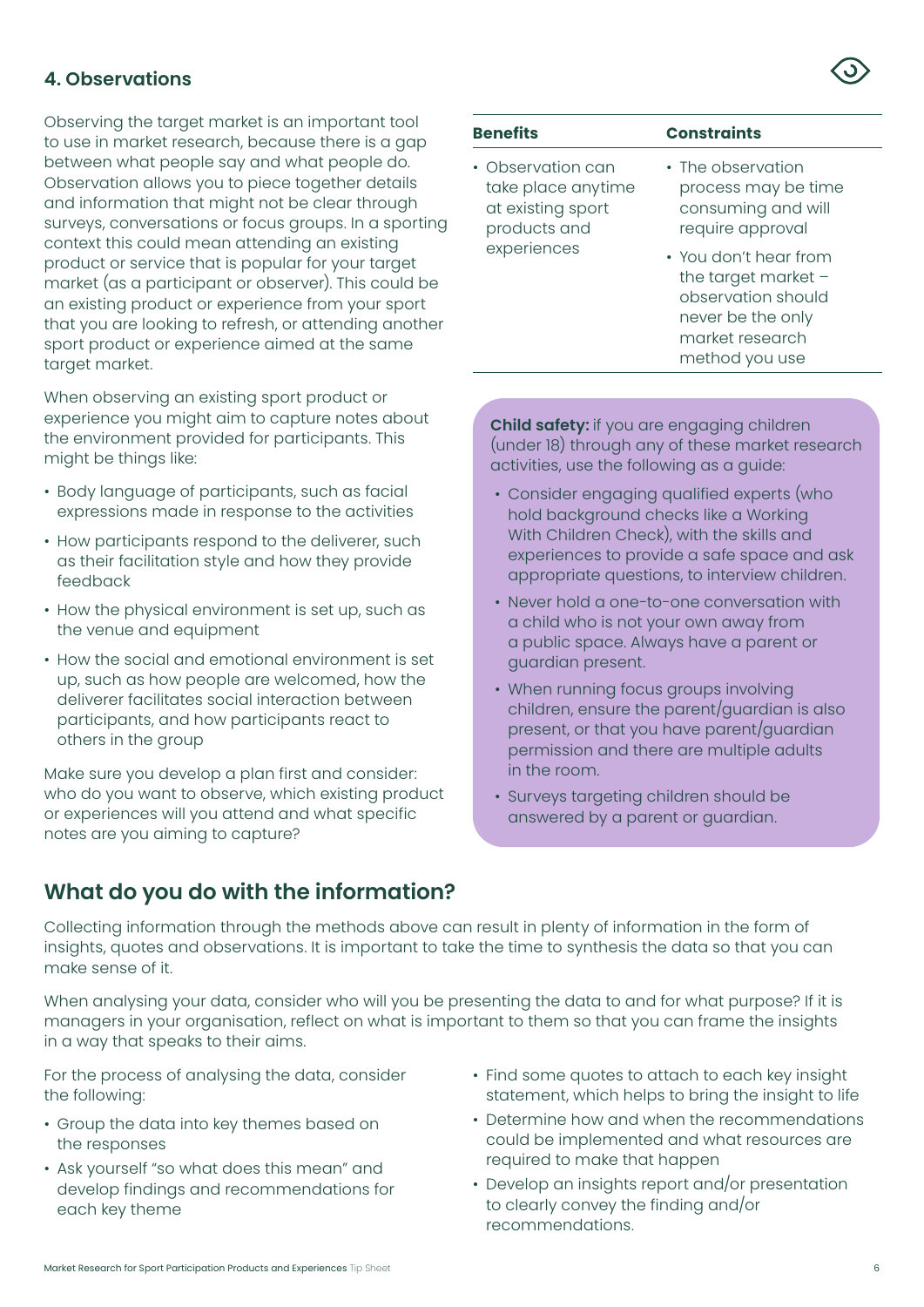### 4. Observations

Observing the target market is an important tool to use in market research, because there is a gap between what people say and what people do. Observation allows you to piece together details and information that might not be clear through surveys, conversations or focus groups. In a sporting context this could mean attending an existing product or service that is popular for your target market (as a participant or observer). This could be an existing product or experience from your sport that you are looking to refresh, or attending another sport product or experience aimed at the same target market.

When observing an existing sport product or experience you might aim to capture notes about the environment provided for participants. This might be things like:

- Body language of participants, such as facial expressions made in response to the activities
- How participants respond to the deliverer, such as their facilitation style and how they provide feedback
- How the physical environment is set up, such as the venue and equipment
- How the social and emotional environment is set up, such as how people are welcomed, how the deliverer facilitates social interaction between participants, and how participants react to others in the group

Make sure you develop a plan first and consider: who do you want to observe, which existing product or experiences will you attend and what specific notes are you aiming to capture?

| Benefits | Constraints |
|---|---|
| • Observation can take place anytime at existing sport products and experiences | • The observation process may be time consuming and will require approval<br>• You don't hear from the target market – observation should never be the only market research method you use |

**Child safety:** if you are engaging children (under 18) through any of these market research activities, use the following as a guide:

- Consider engaging qualified experts (who hold background checks like a Working With Children Check), with the skills and experiences to provide a safe space and ask appropriate questions, to interview children.
- Never hold a one-to-one conversation with a child who is not your own away from a public space. Always have a parent or guardian present.
- When running focus groups involving children, ensure the parent/guardian is also present, or that you have parent/guardian permission and there are multiple adults in the room.
- Surveys targeting children should be answered by a parent or guardian.

## What do you do with the information?

Collecting information through the methods above can result in plenty of information in the form of insights, quotes and observations. It is important to take the time to synthesis the data so that you can make sense of it.

When analysing your data, consider who will you be presenting the data to and for what purpose? If it is managers in your organisation, reflect on what is important to them so that you can frame the insights in a way that speaks to their aims.

For the process of analysing the data, consider the following:

- Group the data into key themes based on the responses
- Ask yourself "so what does this mean" and develop findings and recommendations for each key theme
- Find some quotes to attach to each key insight statement, which helps to bring the insight to life
- Determine how and when the recommendations could be implemented and what resources are required to make that happen
- Develop an insights report and/or presentation to clearly convey the finding and/or recommendations.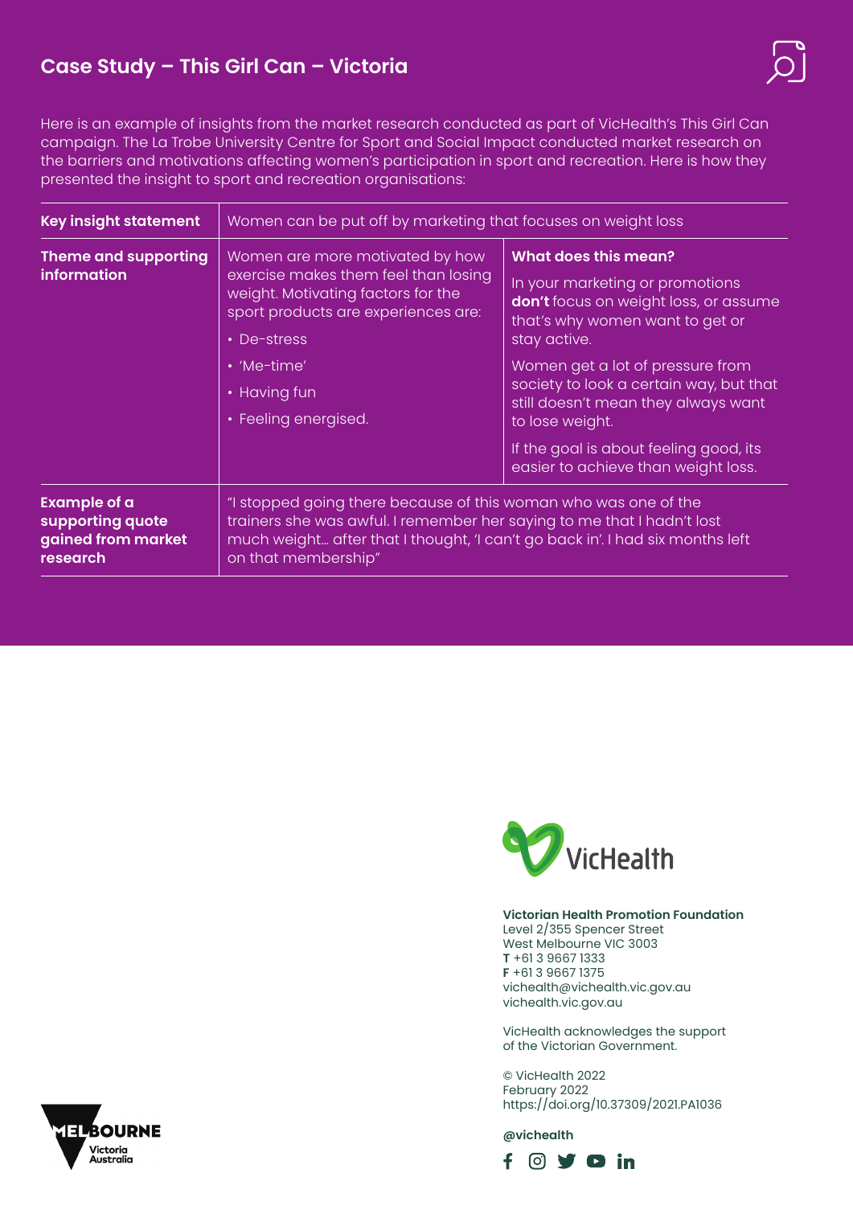## Case Study – This Girl Can – Victoria

Here is an example of insights from the market research conducted as part of VicHealth's This Girl Can campaign. The La Trobe University Centre for Sport and Social Impact conducted market research on the barriers and motivations affecting women's participation in sport and recreation. Here is how they presented the insight to sport and recreation organisations:

| | | |
|---|---|---|
| **Key insight statement** | Women can be put off by marketing that focuses on weight loss | |
| **Theme and supporting information** | Women are more motivated by how exercise makes them feel than losing weight. Motivating factors for the sport products are experiences are:<br>• De-stress<br>• 'Me-time'<br>• Having fun<br>• Feeling energised. | **What does this mean?**<br>In your marketing or promotions **don't** focus on weight loss, or assume that's why women want to get or stay active.<br>Women get a lot of pressure from society to look a certain way, but that still doesn't mean they always want to lose weight.<br>If the goal is about feeling good, its easier to achieve than weight loss. |
| **Example of a supporting quote gained from market research** | "I stopped going there because of this woman who was one of the trainers she was awful. I remember her saying to me that I hadn't lost much weight… after that I thought, 'I can't go back in'. I had six months left on that membership" | |

VicHealth

**Victorian Health Promotion Foundation**
Level 2/355 Spencer Street
West Melbourne VIC 3003
**T** +61 3 9667 1333
**F** +61 3 9667 1375
vichealth@vichealth.vic.gov.au
vichealth.vic.gov.au

VicHealth acknowledges the support of the Victorian Government.

© VicHealth 2022
February 2022
https://doi.org/10.37309/2021.PA1036

**@vichealth**

MELBOURNE Victoria Australia